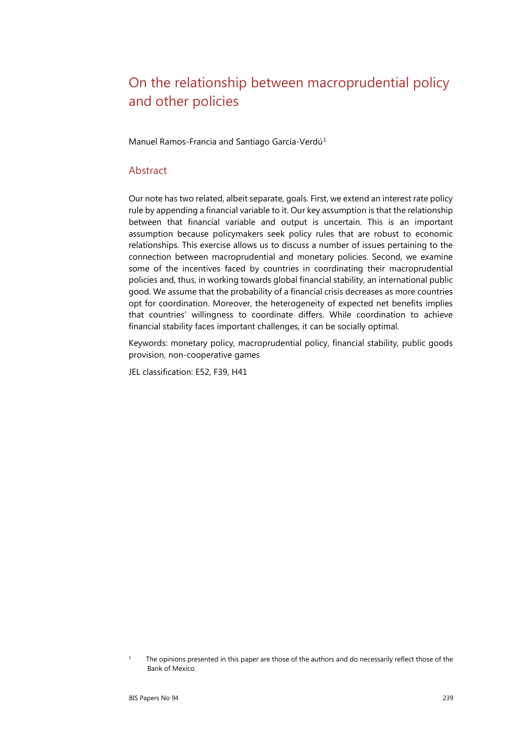# On the relationship between macroprudential policy and other policies

Manuel Ramos-Francia and Santiago García-Verdú[1]

## Abstract

Our note has two related, albeit separate, goals. First, we extend an interest rate policy rule by appending a financial variable to it. Our key assumption is that the relationship between that financial variable and output is uncertain. This is an important assumption because policymakers seek policy rules that are robust to economic relationships. This exercise allows us to discuss a number of issues pertaining to the connection between macroprudential and monetary policies. Second, we examine some of the incentives faced by countries in coordinating their macroprudential policies and, thus, in working towards global financial stability, an international public good. We assume that the probability of a financial crisis decreases as more countries opt for coordination. Moreover, the heterogeneity of expected net benefits implies that countries' willingness to coordinate differs. While coordination to achieve financial stability faces important challenges, it can be socially optimal.

Keywords: monetary policy, macroprudential policy, financial stability, public goods provision, non-cooperative games

JEL classification: E52, F39, H41

[1] The opinions presented in this paper are those of the authors and do necessarily reflect those of the Bank of Mexico.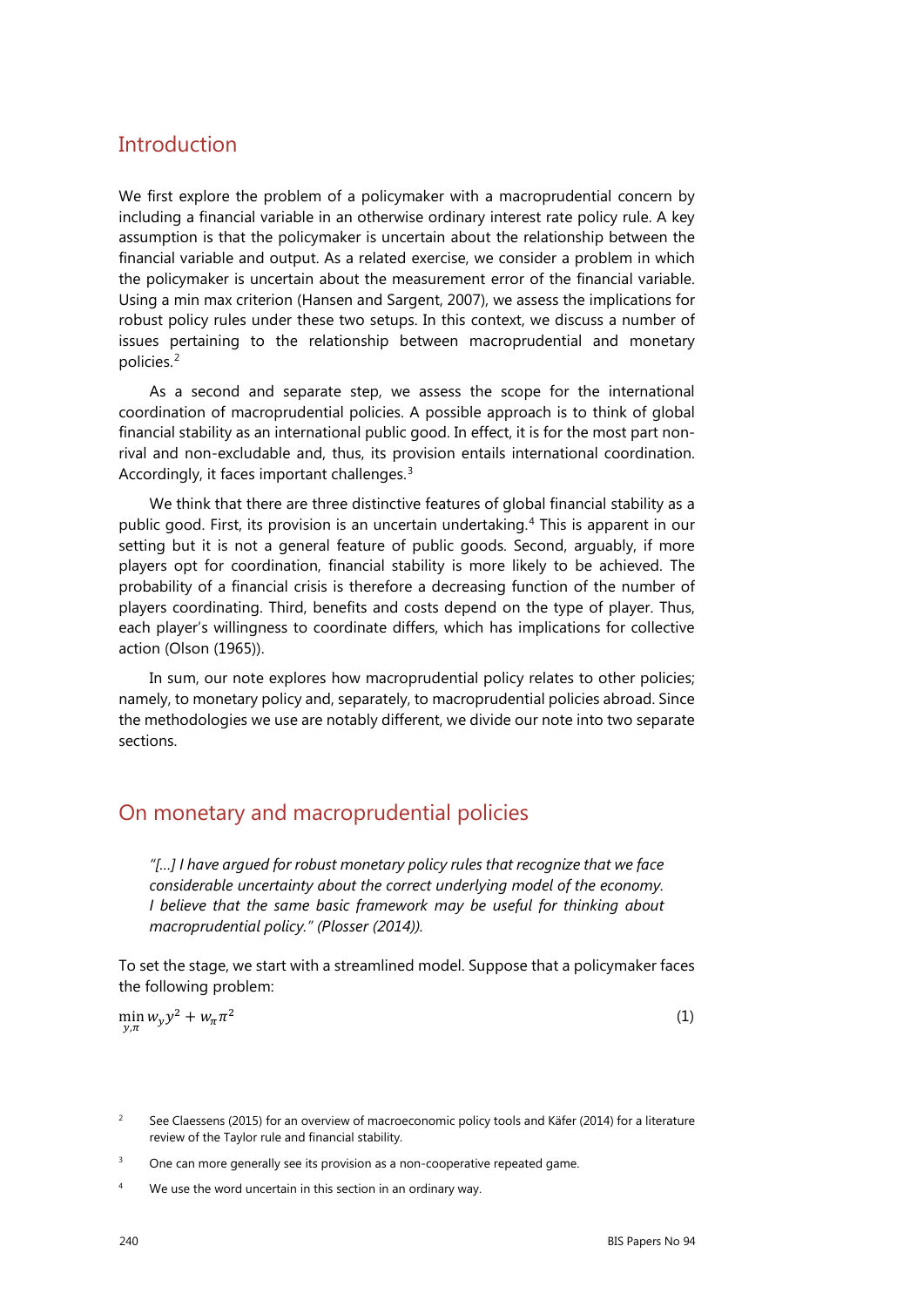## Introduction

We first explore the problem of a policymaker with a macroprudential concern by including a financial variable in an otherwise ordinary interest rate policy rule. A key assumption is that the policymaker is uncertain about the relationship between the financial variable and output. As a related exercise, we consider a problem in which the policymaker is uncertain about the measurement error of the financial variable. Using a min max criterion (Hansen and Sargent, 2007), we assess the implications for robust policy rules under these two setups. In this context, we discuss a number of issues pertaining to the relationship between macroprudential and monetary policies.[2]

As a second and separate step, we assess the scope for the international coordination of macroprudential policies. A possible approach is to think of global financial stability as an international public good. In effect, it is for the most part non-rival and non-excludable and, thus, its provision entails international coordination. Accordingly, it faces important challenges.[3]

We think that there are three distinctive features of global financial stability as a public good. First, its provision is an uncertain undertaking.[4] This is apparent in our setting but it is not a general feature of public goods. Second, arguably, if more players opt for coordination, financial stability is more likely to be achieved. The probability of a financial crisis is therefore a decreasing function of the number of players coordinating. Third, benefits and costs depend on the type of player. Thus, each player's willingness to coordinate differs, which has implications for collective action (Olson (1965)).

In sum, our note explores how macroprudential policy relates to other policies; namely, to monetary policy and, separately, to macroprudential policies abroad. Since the methodologies we use are notably different, we divide our note into two separate sections.

## On monetary and macroprudential policies

> *"[…] I have argued for robust monetary policy rules that recognize that we face considerable uncertainty about the correct underlying model of the economy. I believe that the same basic framework may be useful for thinking about macroprudential policy." (Plosser (2014)).*

To set the stage, we start with a streamlined model. Suppose that a policymaker faces the following problem:

$$\min_{y,\pi} w_y y^2 + w_\pi \pi^2 \tag{1}$$

[2] See Claessens (2015) for an overview of macroeconomic policy tools and Käfer (2014) for a literature review of the Taylor rule and financial stability.

[3] One can more generally see its provision as a non-cooperative repeated game.

[4] We use the word uncertain in this section in an ordinary way.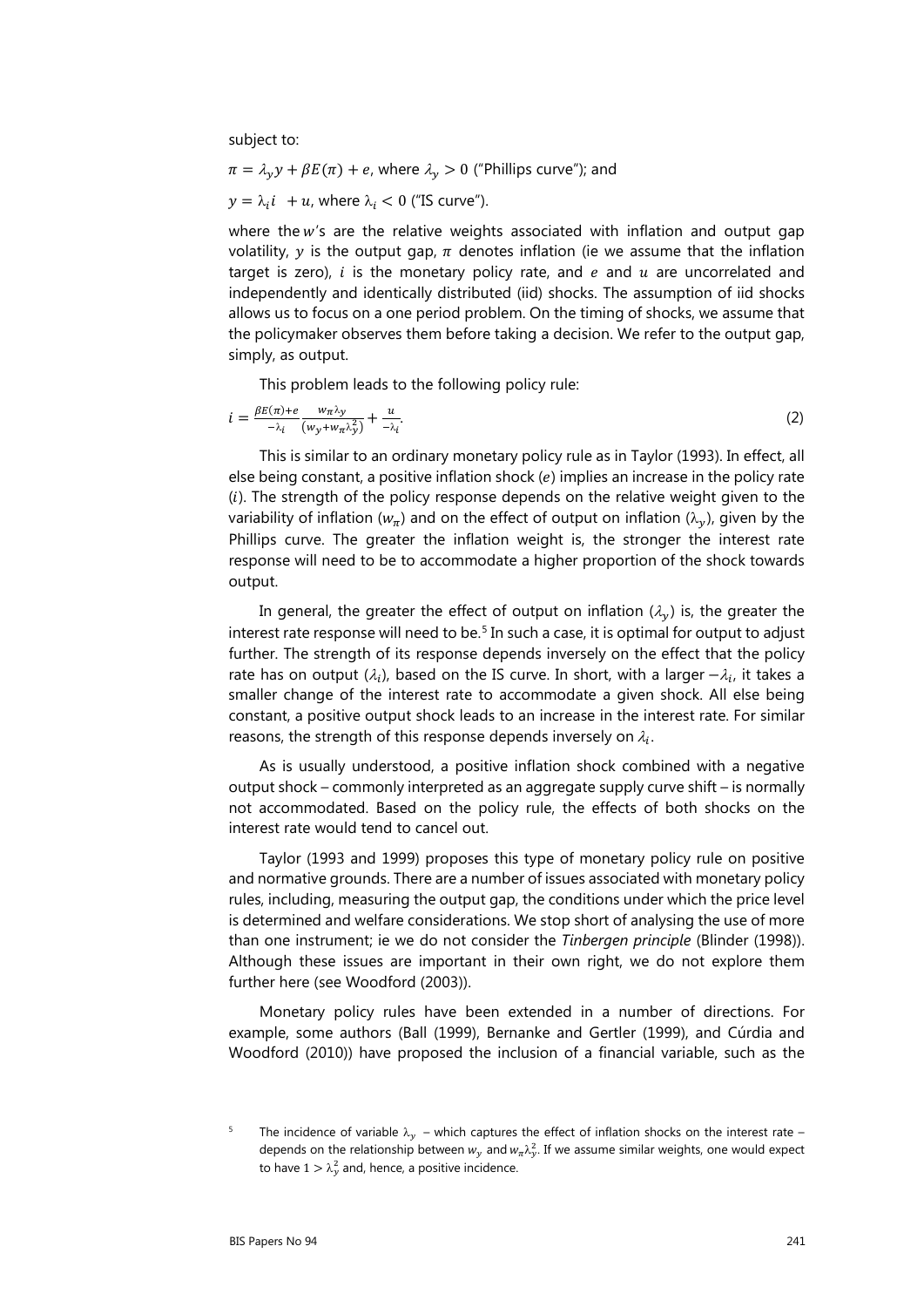subject to:

$\pi = \lambda_y y + \beta E(\pi) + e$, where $\lambda_y > 0$ ("Phillips curve"); and

$y = \lambda_i i + u$, where $\lambda_i < 0$ ("IS curve").

where the $w$'s are the relative weights associated with inflation and output gap volatility, $y$ is the output gap, $\pi$ denotes inflation (ie we assume that the inflation target is zero), $i$ is the monetary policy rate, and $e$ and $u$ are uncorrelated and independently and identically distributed (iid) shocks. The assumption of iid shocks allows us to focus on a one period problem. On the timing of shocks, we assume that the policymaker observes them before taking a decision. We refer to the output gap, simply, as output.

This problem leads to the following policy rule:

$$i = \frac{\beta E(\pi) + e}{-\lambda_i} \frac{w_\pi \lambda_y}{(w_y + w_\pi \lambda_y^2)} + \frac{u}{-\lambda_i}. \tag{2}$$

This is similar to an ordinary monetary policy rule as in Taylor (1993). In effect, all else being constant, a positive inflation shock ($e$) implies an increase in the policy rate ($i$). The strength of the policy response depends on the relative weight given to the variability of inflation ($w_\pi$) and on the effect of output on inflation ($\lambda_y$), given by the Phillips curve. The greater the inflation weight is, the stronger the interest rate response will need to be to accommodate a higher proportion of the shock towards output.

In general, the greater the effect of output on inflation ($\lambda_y$) is, the greater the interest rate response will need to be.[5] In such a case, it is optimal for output to adjust further. The strength of its response depends inversely on the effect that the policy rate has on output ($\lambda_i$), based on the IS curve. In short, with a larger $-\lambda_i$, it takes a smaller change of the interest rate to accommodate a given shock. All else being constant, a positive output shock leads to an increase in the interest rate. For similar reasons, the strength of this response depends inversely on $\lambda_i$.

As is usually understood, a positive inflation shock combined with a negative output shock – commonly interpreted as an aggregate supply curve shift – is normally not accommodated. Based on the policy rule, the effects of both shocks on the interest rate would tend to cancel out.

Taylor (1993 and 1999) proposes this type of monetary policy rule on positive and normative grounds. There are a number of issues associated with monetary policy rules, including, measuring the output gap, the conditions under which the price level is determined and welfare considerations. We stop short of analysing the use of more than one instrument; ie we do not consider the *Tinbergen principle* (Blinder (1998)). Although these issues are important in their own right, we do not explore them further here (see Woodford (2003)).

Monetary policy rules have been extended in a number of directions. For example, some authors (Ball (1999), Bernanke and Gertler (1999), and Cúrdia and Woodford (2010)) have proposed the inclusion of a financial variable, such as the

[5] The incidence of variable $\lambda_y$ – which captures the effect of inflation shocks on the interest rate – depends on the relationship between $w_y$ and $w_\pi \lambda_y^2$. If we assume similar weights, one would expect to have $1 > \lambda_y^2$ and, hence, a positive incidence.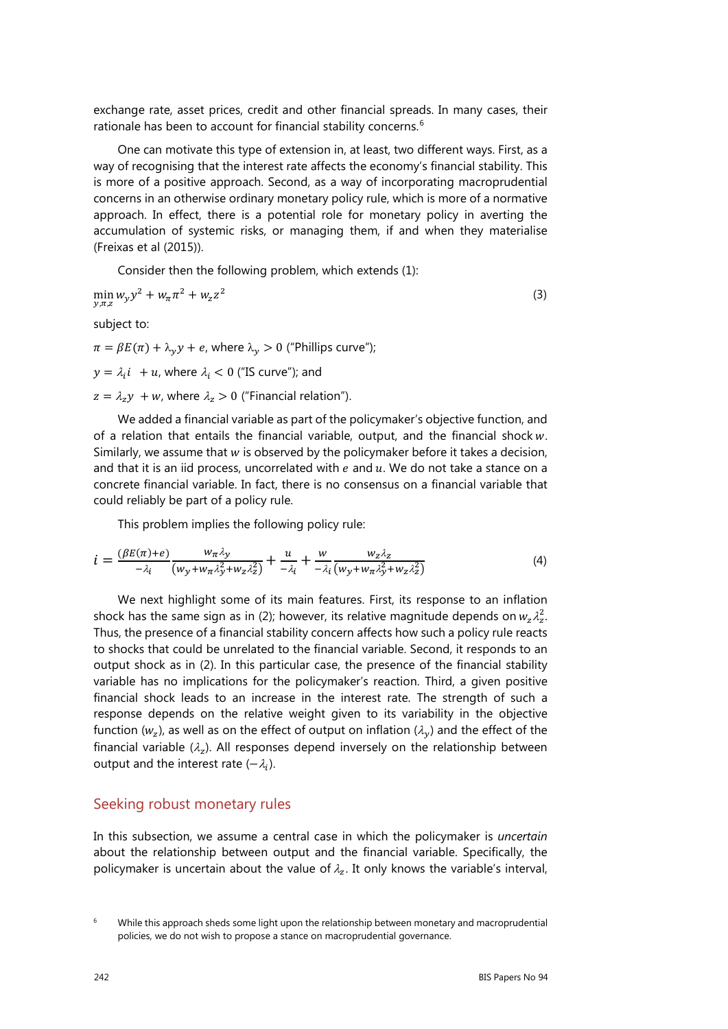exchange rate, asset prices, credit and other financial spreads. In many cases, their rationale has been to account for financial stability concerns.[6]

One can motivate this type of extension in, at least, two different ways. First, as a way of recognising that the interest rate affects the economy's financial stability. This is more of a positive approach. Second, as a way of incorporating macroprudential concerns in an otherwise ordinary monetary policy rule, which is more of a normative approach. In effect, there is a potential role for monetary policy in averting the accumulation of systemic risks, or managing them, if and when they materialise (Freixas et al (2015)).

Consider then the following problem, which extends (1):

$$\min_{y,\pi,z} w_y y^2 + w_\pi \pi^2 + w_z z^2 \tag{3}$$

subject to:

$\pi = \beta E(\pi) + \lambda_y y + e$, where $\lambda_y > 0$ ("Phillips curve");

$y = \lambda_i i \ + u$, where $\lambda_i < 0$ ("IS curve"); and

$z = \lambda_z y \ + w$, where $\lambda_z > 0$ ("Financial relation").

We added a financial variable as part of the policymaker's objective function, and of a relation that entails the financial variable, output, and the financial shock $w$. Similarly, we assume that $w$ is observed by the policymaker before it takes a decision, and that it is an iid process, uncorrelated with $e$ and $u$. We do not take a stance on a concrete financial variable. In fact, there is no consensus on a financial variable that could reliably be part of a policy rule.

This problem implies the following policy rule:

$$i = \frac{(\beta E(\pi)+e)}{-\lambda_i}\frac{w_\pi \lambda_y}{(w_y + w_\pi \lambda_y^2 + w_z \lambda_z^2)} + \frac{u}{-\lambda_i} + \frac{w}{-\lambda_i}\frac{w_z \lambda_z}{(w_y + w_\pi \lambda_y^2 + w_z \lambda_z^2)} \tag{4}$$

We next highlight some of its main features. First, its response to an inflation shock has the same sign as in (2); however, its relative magnitude depends on $w_z \lambda_z^2$. Thus, the presence of a financial stability concern affects how such a policy rule reacts to shocks that could be unrelated to the financial variable. Second, it responds to an output shock as in (2). In this particular case, the presence of the financial stability variable has no implications for the policymaker's reaction. Third, a given positive financial shock leads to an increase in the interest rate. The strength of such a response depends on the relative weight given to its variability in the objective function ($w_z$), as well as on the effect of output on inflation ($\lambda_y$) and the effect of the financial variable ($\lambda_z$). All responses depend inversely on the relationship between output and the interest rate ($-\lambda_i$).

## Seeking robust monetary rules

In this subsection, we assume a central case in which the policymaker is *uncertain* about the relationship between output and the financial variable. Specifically, the policymaker is uncertain about the value of $\lambda_z$. It only knows the variable's interval,

[6] While this approach sheds some light upon the relationship between monetary and macroprudential policies, we do not wish to propose a stance on macroprudential governance.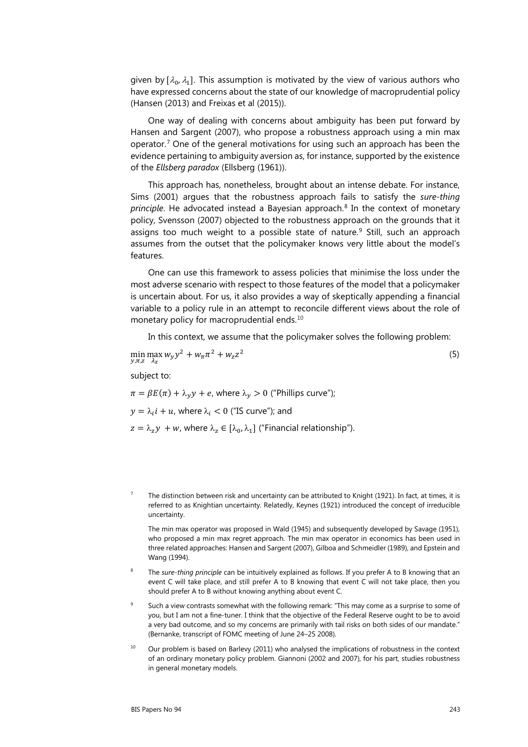given by $[\lambda_0, \lambda_1]$. This assumption is motivated by the view of various authors who have expressed concerns about the state of our knowledge of macroprudential policy (Hansen (2013) and Freixas et al (2015)).

One way of dealing with concerns about ambiguity has been put forward by Hansen and Sargent (2007), who propose a robustness approach using a min max operator.[7] One of the general motivations for using such an approach has been the evidence pertaining to ambiguity aversion as, for instance, supported by the existence of the *Ellsberg paradox* (Ellsberg (1961)).

This approach has, nonetheless, brought about an intense debate. For instance, Sims (2001) argues that the robustness approach fails to satisfy the *sure-thing principle*. He advocated instead a Bayesian approach.[8] In the context of monetary policy, Svensson (2007) objected to the robustness approach on the grounds that it assigns too much weight to a possible state of nature.[9] Still, such an approach assumes from the outset that the policymaker knows very little about the model's features.

One can use this framework to assess policies that minimise the loss under the most adverse scenario with respect to those features of the model that a policymaker is uncertain about. For us, it also provides a way of skeptically appending a financial variable to a policy rule in an attempt to reconcile different views about the role of monetary policy for macroprudential ends.[10]

In this context, we assume that the policymaker solves the following problem:

$$\min_{y,\pi,z} \max_{\lambda_z} w_y y^2 + w_\pi \pi^2 + w_z z^2 \quad (5)$$

subject to:

$\pi = \beta E(\pi) + \lambda_y y + e$, where $\lambda_y > 0$ ("Phillips curve");

$y = \lambda_i i + u$, where $\lambda_i < 0$ ("IS curve"); and

$z = \lambda_z y + w$, where $\lambda_z \in [\lambda_0, \lambda_1]$ ("Financial relationship").

[7] The distinction between risk and uncertainty can be attributed to Knight (1921). In fact, at times, it is referred to as Knightian uncertainty. Relatedly, Keynes (1921) introduced the concept of irreducible uncertainty.

The min max operator was proposed in Wald (1945) and subsequently developed by Savage (1951), who proposed a min max regret approach. The min max operator in economics has been used in three related approaches: Hansen and Sargent (2007), Gilboa and Schmeidler (1989), and Epstein and Wang (1994).

[8] The *sure-thing principle* can be intuitively explained as follows. If you prefer A to B knowing that an event C will take place, and still prefer A to B knowing that event C will not take place, then you should prefer A to B without knowing anything about event C.

[9] Such a view contrasts somewhat with the following remark: "This may come as a surprise to some of you, but I am not a fine-tuner. I think that the objective of the Federal Reserve ought to be to avoid a very bad outcome, and so my concerns are primarily with tail risks on both sides of our mandate." (Bernanke, transcript of FOMC meeting of June 24–25 2008).

[10] Our problem is based on Barlevy (2011) who analysed the implications of robustness in the context of an ordinary monetary policy problem. Giannoni (2002 and 2007), for his part, studies robustness in general monetary models.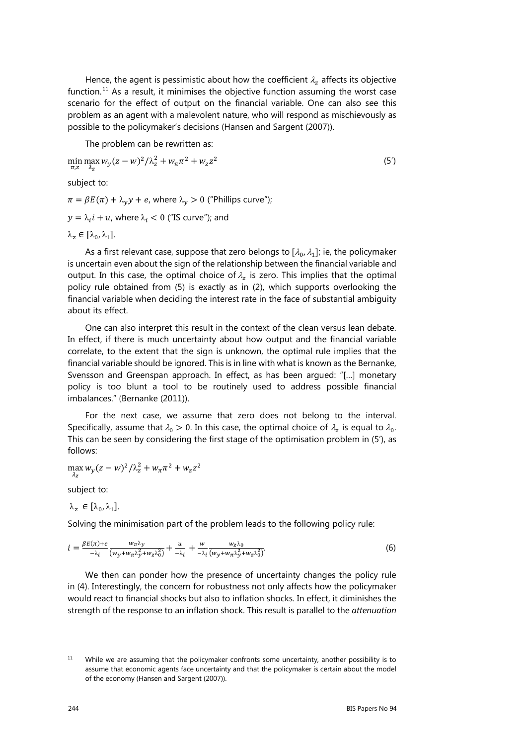Hence, the agent is pessimistic about how the coefficient $\lambda_z$ affects its objective function.[11] As a result, it minimises the objective function assuming the worst case scenario for the effect of output on the financial variable. One can also see this problem as an agent with a malevolent nature, who will respond as mischievously as possible to the policymaker's decisions (Hansen and Sargent (2007)).

The problem can be rewritten as:

$$\min_{\pi,z} \max_{\lambda_z} w_y(z-w)^2/\lambda_z^2 + w_\pi \pi^2 + w_z z^2 \tag{5'}$$

subject to:

$\pi = \beta E(\pi) + \lambda_y y + e$, where $\lambda_y > 0$ ("Phillips curve");

$y = \lambda_i i + u$, where $\lambda_i < 0$ ("IS curve"); and

$\lambda_z \in [\lambda_0, \lambda_1]$.

As a first relevant case, suppose that zero belongs to $[\lambda_0, \lambda_1]$; ie, the policymaker is uncertain even about the sign of the relationship between the financial variable and output. In this case, the optimal choice of $\lambda_z$ is zero. This implies that the optimal policy rule obtained from (5) is exactly as in (2), which supports overlooking the financial variable when deciding the interest rate in the face of substantial ambiguity about its effect.

One can also interpret this result in the context of the clean versus lean debate. In effect, if there is much uncertainty about how output and the financial variable correlate, to the extent that the sign is unknown, the optimal rule implies that the financial variable should be ignored. This is in line with what is known as the Bernanke, Svensson and Greenspan approach. In effect, as has been argued: "[…] monetary policy is too blunt a tool to be routinely used to address possible financial imbalances." (Bernanke (2011)).

For the next case, we assume that zero does not belong to the interval. Specifically, assume that $\lambda_0 > 0$. In this case, the optimal choice of $\lambda_z$ is equal to $\lambda_0$. This can be seen by considering the first stage of the optimisation problem in (5'), as follows:

$$\max_{\lambda_z} w_y(z-w)^2/\lambda_z^2 + w_\pi \pi^2 + w_z z^2$$

subject to:

$\lambda_z \in [\lambda_0, \lambda_1]$.

Solving the minimisation part of the problem leads to the following policy rule:

$$i = \frac{\beta E(\pi)+e}{-\lambda_i} \frac{w_\pi \lambda_y}{(w_y + w_\pi \lambda_y^2 + w_z \lambda_0^2)} + \frac{u}{-\lambda_i} + \frac{w}{-\lambda_i} \frac{w_z \lambda_0}{(w_y + w_\pi \lambda_y^2 + w_z \lambda_0^2)}. \tag{6}$$

We then can ponder how the presence of uncertainty changes the policy rule in (4). Interestingly, the concern for robustness not only affects how the policymaker would react to financial shocks but also to inflation shocks. In effect, it diminishes the strength of the response to an inflation shock. This result is parallel to the *attenuation*

[11] While we are assuming that the policymaker confronts some uncertainty, another possibility is to assume that economic agents face uncertainty and that the policymaker is certain about the model of the economy (Hansen and Sargent (2007)).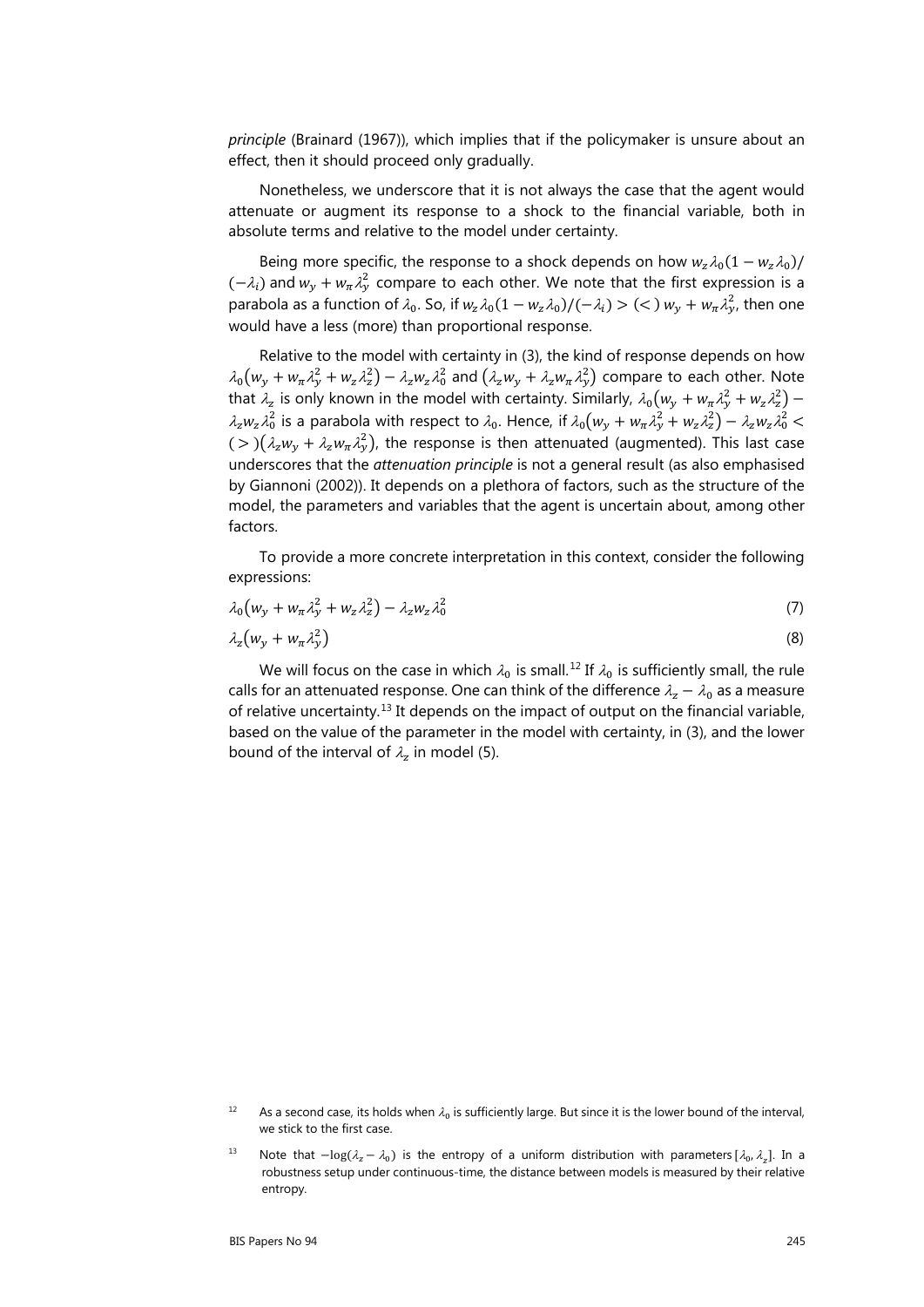*principle* (Brainard (1967)), which implies that if the policymaker is unsure about an effect, then it should proceed only gradually.

Nonetheless, we underscore that it is not always the case that the agent would attenuate or augment its response to a shock to the financial variable, both in absolute terms and relative to the model under certainty.

Being more specific, the response to a shock depends on how $w_z \lambda_0 (1 - w_z \lambda_0)/(-\lambda_i)$ and $w_y + w_\pi \lambda_y^2$ compare to each other. We note that the first expression is a parabola as a function of $\lambda_0$. So, if $w_z \lambda_0 (1 - w_z \lambda_0)/(-\lambda_i) > (<)\, w_y + w_\pi \lambda_y^2$, then one would have a less (more) than proportional response.

Relative to the model with certainty in (3), the kind of response depends on how $\lambda_0 (w_y + w_\pi \lambda_y^2 + w_z \lambda_z^2) - \lambda_z w_z \lambda_0^2$ and $(\lambda_z w_y + \lambda_z w_\pi \lambda_y^2)$ compare to each other. Note that $\lambda_z$ is only known in the model with certainty. Similarly, $\lambda_0 (w_y + w_\pi \lambda_y^2 + w_z \lambda_z^2) - \lambda_z w_z \lambda_0^2$ is a parabola with respect to $\lambda_0$. Hence, if $\lambda_0 (w_y + w_\pi \lambda_y^2 + w_z \lambda_z^2) - \lambda_z w_z \lambda_0^2 < (>)(\lambda_z w_y + \lambda_z w_\pi \lambda_y^2)$, the response is then attenuated (augmented). This last case underscores that the *attenuation principle* is not a general result (as also emphasised by Giannoni (2002)). It depends on a plethora of factors, such as the structure of the model, the parameters and variables that the agent is uncertain about, among other factors.

To provide a more concrete interpretation in this context, consider the following expressions:

$$\lambda_0 (w_y + w_\pi \lambda_y^2 + w_z \lambda_z^2) - \lambda_z w_z \lambda_0^2 \tag{7}$$

$$\lambda_z (w_y + w_\pi \lambda_y^2) \tag{8}$$

We will focus on the case in which $\lambda_0$ is small.[12] If $\lambda_0$ is sufficiently small, the rule calls for an attenuated response. One can think of the difference $\lambda_z - \lambda_0$ as a measure of relative uncertainty.[13] It depends on the impact of output on the financial variable, based on the value of the parameter in the model with certainty, in (3), and the lower bound of the interval of $\lambda_z$ in model (5).

---

[12] As a second case, its holds when $\lambda_0$ is sufficiently large. But since it is the lower bound of the interval, we stick to the first case.

[13] Note that $-\log(\lambda_z - \lambda_0)$ is the entropy of a uniform distribution with parameters $[\lambda_0, \lambda_z]$. In a robustness setup under continuous-time, the distance between models is measured by their relative entropy.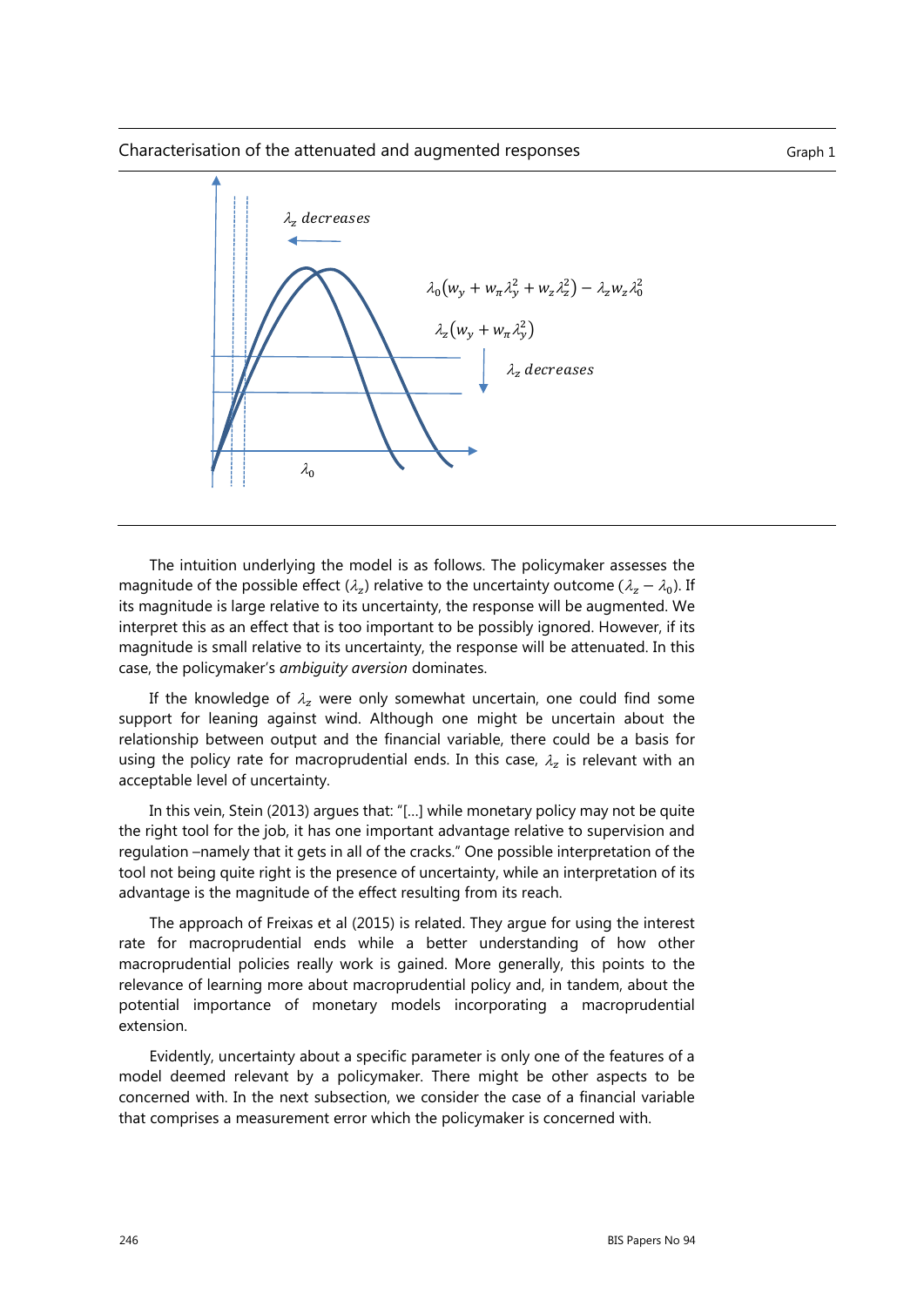Characterisation of the attenuated and augmented responses

Graph 1

$\lambda_z$ *decreases*

$\lambda_0(w_y + w_\pi \lambda_y^2 + w_z \lambda_z^2) - \lambda_z w_z \lambda_0^2$

$\lambda_z(w_y + w_\pi \lambda_y^2)$

$\lambda_z$ *decreases*

$\lambda_0$

The intuition underlying the model is as follows. The policymaker assesses the magnitude of the possible effect ($\lambda_z$) relative to the uncertainty outcome ($\lambda_z - \lambda_0$). If its magnitude is large relative to its uncertainty, the response will be augmented. We interpret this as an effect that is too important to be possibly ignored. However, if its magnitude is small relative to its uncertainty, the response will be attenuated. In this case, the policymaker's *ambiguity aversion* dominates.

If the knowledge of $\lambda_z$ were only somewhat uncertain, one could find some support for leaning against wind. Although one might be uncertain about the relationship between output and the financial variable, there could be a basis for using the policy rate for macroprudential ends. In this case, $\lambda_z$ is relevant with an acceptable level of uncertainty.

In this vein, Stein (2013) argues that: "[...] while monetary policy may not be quite the right tool for the job, it has one important advantage relative to supervision and regulation –namely that it gets in all of the cracks." One possible interpretation of the tool not being quite right is the presence of uncertainty, while an interpretation of its advantage is the magnitude of the effect resulting from its reach.

The approach of Freixas et al (2015) is related. They argue for using the interest rate for macroprudential ends while a better understanding of how other macroprudential policies really work is gained. More generally, this points to the relevance of learning more about macroprudential policy and, in tandem, about the potential importance of monetary models incorporating a macroprudential extension.

Evidently, uncertainty about a specific parameter is only one of the features of a model deemed relevant by a policymaker. There might be other aspects to be concerned with. In the next subsection, we consider the case of a financial variable that comprises a measurement error which the policymaker is concerned with.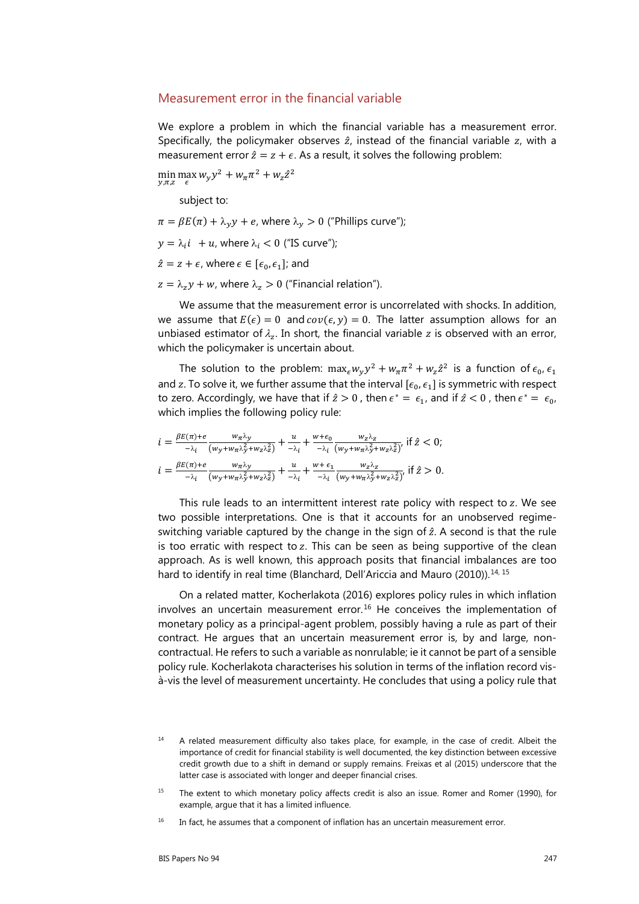## Measurement error in the financial variable

We explore a problem in which the financial variable has a measurement error. Specifically, the policymaker observes $\hat{z}$, instead of the financial variable $z$, with a measurement error $\hat{z} = z + \epsilon$. As a result, it solves the following problem:

$$\min_{y,\pi,z} \max_{\epsilon} w_y y^2 + w_\pi \pi^2 + w_z \hat{z}^2$$

subject to:

$\pi = \beta E(\pi) + \lambda_y y + e$, where $\lambda_y > 0$ ("Phillips curve");

$y = \lambda_i i \; + u$, where $\lambda_i < 0$ ("IS curve");

$\hat{z} = z + \epsilon$, where $\epsilon \in [\epsilon_0, \epsilon_1]$; and

$z = \lambda_z y + w$, where $\lambda_z > 0$ ("Financial relation").

We assume that the measurement error is uncorrelated with shocks. In addition, we assume that $E(\epsilon) = 0$ and $cov(\epsilon, y) = 0$. The latter assumption allows for an unbiased estimator of $\lambda_z$. In short, the financial variable $z$ is observed with an error, which the policymaker is uncertain about.

The solution to the problem: $\max_\epsilon w_y y^2 + w_\pi \pi^2 + w_z \hat{z}^2$ is a function of $\epsilon_0, \epsilon_1$ and $z$. To solve it, we further assume that the interval $[\epsilon_0, \epsilon_1]$ is symmetric with respect to zero. Accordingly, we have that if $\hat{z} > 0$, then $\epsilon^* = \epsilon_1$, and if $\hat{z} < 0$, then $\epsilon^* = \epsilon_0$, which implies the following policy rule:

$$i = \frac{\beta E(\pi) + e}{-\lambda_i} \frac{w_\pi \lambda_y}{(w_y + w_\pi \lambda_y^2 + w_z \lambda_z^2)} + \frac{u}{-\lambda_i} + \frac{w + \epsilon_0}{-\lambda_i} \frac{w_z \lambda_z}{(w_y + w_\pi \lambda_y^2 + w_z \lambda_z^2)}, \text{ if } \hat{z} < 0;$$

$$i = \frac{\beta E(\pi) + e}{-\lambda_i} \frac{w_\pi \lambda_y}{(w_y + w_\pi \lambda_y^2 + w_z \lambda_z^2)} + \frac{u}{-\lambda_i} + \frac{w + \epsilon_1}{-\lambda_i} \frac{w_z \lambda_z}{(w_y + w_\pi \lambda_y^2 + w_z \lambda_z^2)}, \text{ if } \hat{z} > 0.$$

This rule leads to an intermittent interest rate policy with respect to $z$. We see two possible interpretations. One is that it accounts for an unobserved regime-switching variable captured by the change in the sign of $\hat{z}$. A second is that the rule is too erratic with respect to $z$. This can be seen as being supportive of the clean approach. As is well known, this approach posits that financial imbalances are too hard to identify in real time (Blanchard, Dell'Ariccia and Mauro (2010)).[14, 15]

On a related matter, Kocherlakota (2016) explores policy rules in which inflation involves an uncertain measurement error.[16] He conceives the implementation of monetary policy as a principal-agent problem, possibly having a rule as part of their contract. He argues that an uncertain measurement error is, by and large, non-contractual. He refers to such a variable as nonrulable; ie it cannot be part of a sensible policy rule. Kocherlakota characterises his solution in terms of the inflation record vis-à-vis the level of measurement uncertainty. He concludes that using a policy rule that

[14] A related measurement difficulty also takes place, for example, in the case of credit. Albeit the importance of credit for financial stability is well documented, the key distinction between excessive credit growth due to a shift in demand or supply remains. Freixas et al (2015) underscore that the latter case is associated with longer and deeper financial crises.

[15] The extent to which monetary policy affects credit is also an issue. Romer and Romer (1990), for example, argue that it has a limited influence.

[16] In fact, he assumes that a component of inflation has an uncertain measurement error.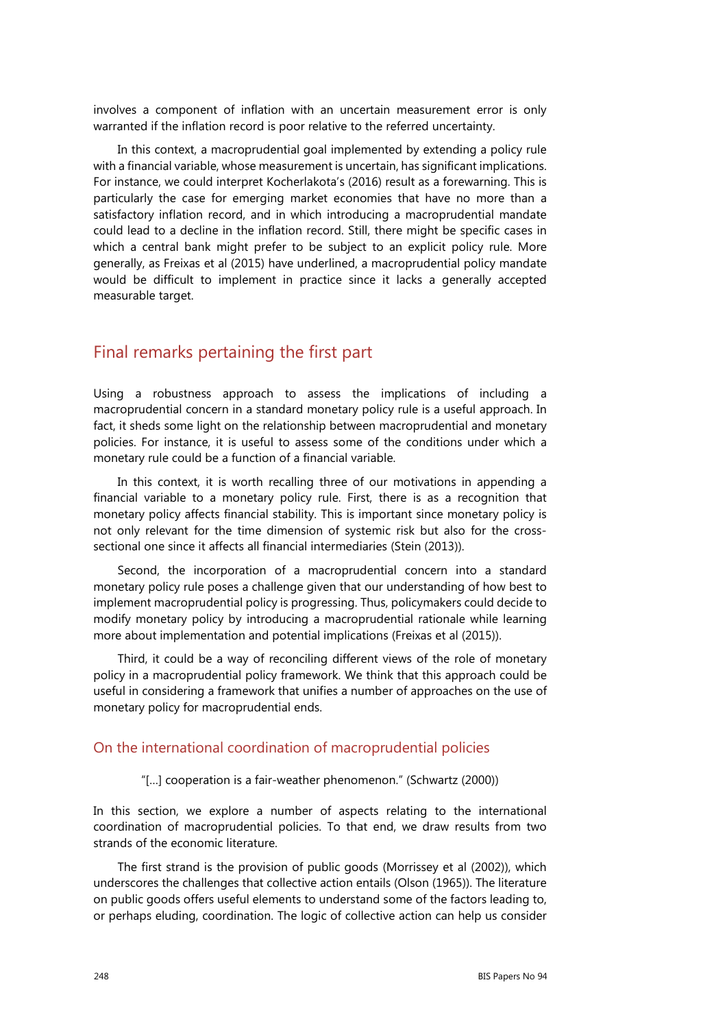involves a component of inflation with an uncertain measurement error is only warranted if the inflation record is poor relative to the referred uncertainty.

In this context, a macroprudential goal implemented by extending a policy rule with a financial variable, whose measurement is uncertain, has significant implications. For instance, we could interpret Kocherlakota's (2016) result as a forewarning. This is particularly the case for emerging market economies that have no more than a satisfactory inflation record, and in which introducing a macroprudential mandate could lead to a decline in the inflation record. Still, there might be specific cases in which a central bank might prefer to be subject to an explicit policy rule. More generally, as Freixas et al (2015) have underlined, a macroprudential policy mandate would be difficult to implement in practice since it lacks a generally accepted measurable target.

## Final remarks pertaining the first part

Using a robustness approach to assess the implications of including a macroprudential concern in a standard monetary policy rule is a useful approach. In fact, it sheds some light on the relationship between macroprudential and monetary policies. For instance, it is useful to assess some of the conditions under which a monetary rule could be a function of a financial variable.

In this context, it is worth recalling three of our motivations in appending a financial variable to a monetary policy rule. First, there is as a recognition that monetary policy affects financial stability. This is important since monetary policy is not only relevant for the time dimension of systemic risk but also for the cross-sectional one since it affects all financial intermediaries (Stein (2013)).

Second, the incorporation of a macroprudential concern into a standard monetary policy rule poses a challenge given that our understanding of how best to implement macroprudential policy is progressing. Thus, policymakers could decide to modify monetary policy by introducing a macroprudential rationale while learning more about implementation and potential implications (Freixas et al (2015)).

Third, it could be a way of reconciling different views of the role of monetary policy in a macroprudential policy framework. We think that this approach could be useful in considering a framework that unifies a number of approaches on the use of monetary policy for macroprudential ends.

### On the international coordination of macroprudential policies

> "[…] cooperation is a fair-weather phenomenon." (Schwartz (2000))

In this section, we explore a number of aspects relating to the international coordination of macroprudential policies. To that end, we draw results from two strands of the economic literature.

The first strand is the provision of public goods (Morrissey et al (2002)), which underscores the challenges that collective action entails (Olson (1965)). The literature on public goods offers useful elements to understand some of the factors leading to, or perhaps eluding, coordination. The logic of collective action can help us consider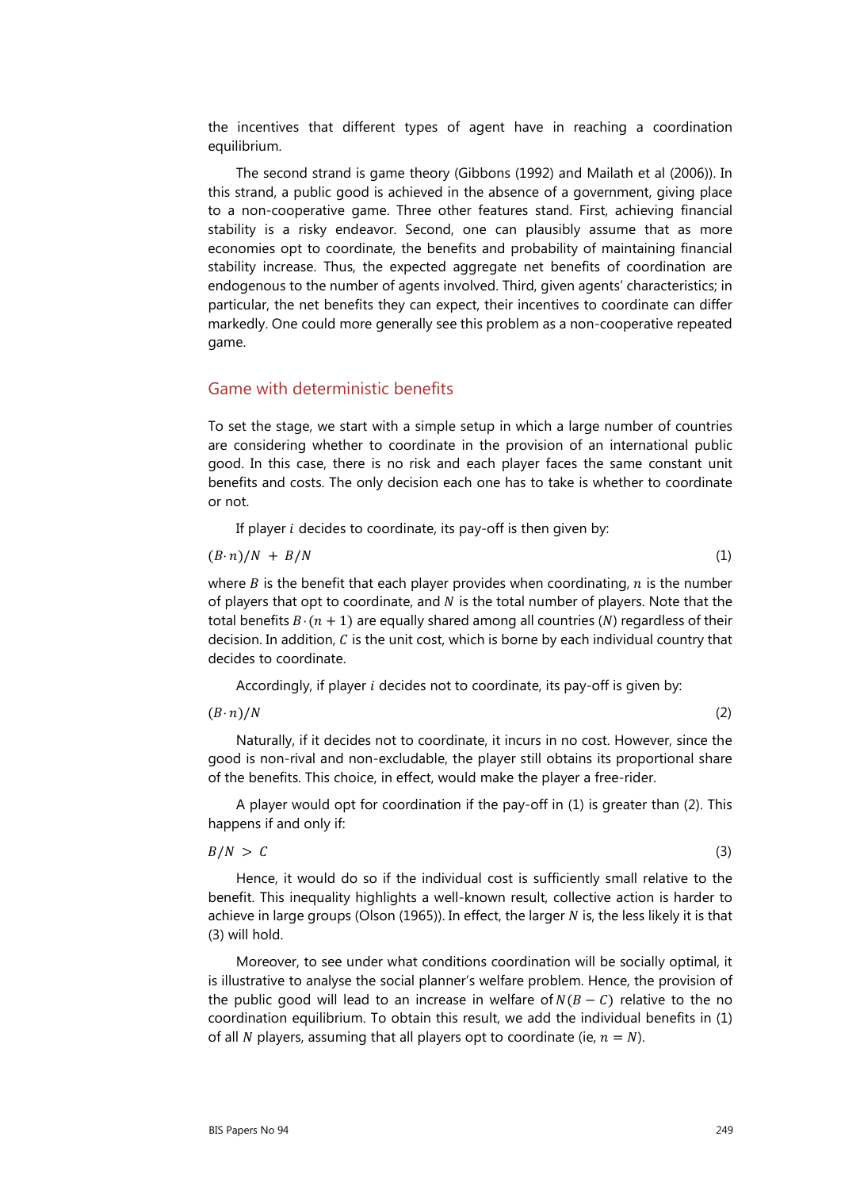the incentives that different types of agent have in reaching a coordination equilibrium.

The second strand is game theory (Gibbons (1992) and Mailath et al (2006)). In this strand, a public good is achieved in the absence of a government, giving place to a non-cooperative game. Three other features stand. First, achieving financial stability is a risky endeavor. Second, one can plausibly assume that as more economies opt to coordinate, the benefits and probability of maintaining financial stability increase. Thus, the expected aggregate net benefits of coordination are endogenous to the number of agents involved. Third, given agents' characteristics; in particular, the net benefits they can expect, their incentives to coordinate can differ markedly. One could more generally see this problem as a non-cooperative repeated game.

## Game with deterministic benefits

To set the stage, we start with a simple setup in which a large number of countries are considering whether to coordinate in the provision of an international public good. In this case, there is no risk and each player faces the same constant unit benefits and costs. The only decision each one has to take is whether to coordinate or not.

If player $i$ decides to coordinate, its pay-off is then given by:

$$(B \cdot n)/N \; + \; B/N \tag{1}$$

where $B$ is the benefit that each player provides when coordinating, $n$ is the number of players that opt to coordinate, and $N$ is the total number of players. Note that the total benefits $B \cdot (n+1)$ are equally shared among all countries ($N$) regardless of their decision. In addition, $C$ is the unit cost, which is borne by each individual country that decides to coordinate.

Accordingly, if player $i$ decides not to coordinate, its pay-off is given by:

$$(B \cdot n)/N \tag{2}$$

Naturally, if it decides not to coordinate, it incurs in no cost. However, since the good is non-rival and non-excludable, the player still obtains its proportional share of the benefits. This choice, in effect, would make the player a free-rider.

A player would opt for coordination if the pay-off in (1) is greater than (2). This happens if and only if:

$$B/N \; > \; C \tag{3}$$

Hence, it would do so if the individual cost is sufficiently small relative to the benefit. This inequality highlights a well-known result, collective action is harder to achieve in large groups (Olson (1965)). In effect, the larger $N$ is, the less likely it is that (3) will hold.

Moreover, to see under what conditions coordination will be socially optimal, it is illustrative to analyse the social planner's welfare problem. Hence, the provision of the public good will lead to an increase in welfare of $N(B - C)$ relative to the no coordination equilibrium. To obtain this result, we add the individual benefits in (1) of all $N$ players, assuming that all players opt to coordinate (ie, $n = N$).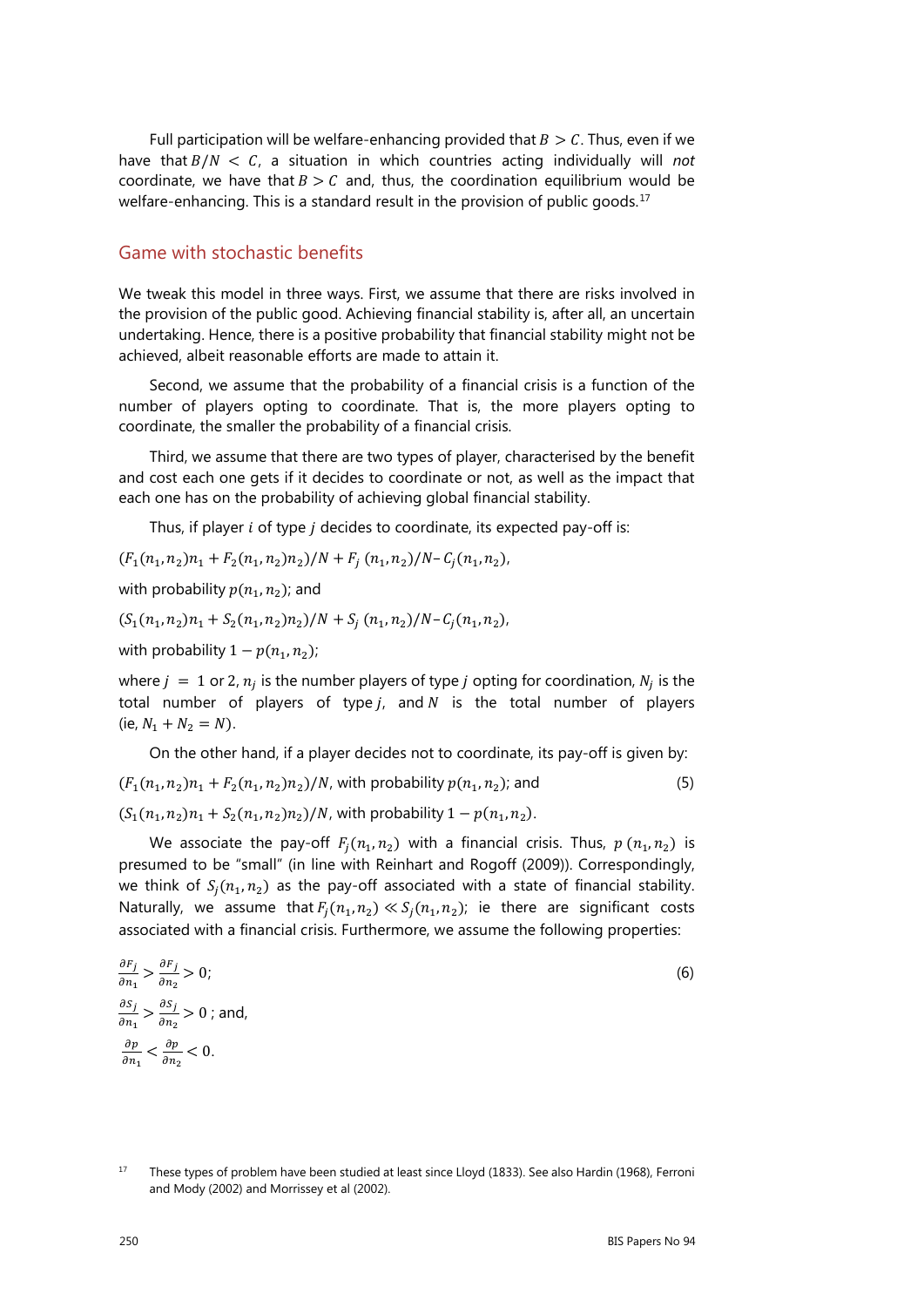Full participation will be welfare-enhancing provided that $B > C$. Thus, even if we have that $B/N < C$, a situation in which countries acting individually will *not* coordinate, we have that $B > C$ and, thus, the coordination equilibrium would be welfare-enhancing. This is a standard result in the provision of public goods.[17]

## Game with stochastic benefits

We tweak this model in three ways. First, we assume that there are risks involved in the provision of the public good. Achieving financial stability is, after all, an uncertain undertaking. Hence, there is a positive probability that financial stability might not be achieved, albeit reasonable efforts are made to attain it.

Second, we assume that the probability of a financial crisis is a function of the number of players opting to coordinate. That is, the more players opting to coordinate, the smaller the probability of a financial crisis.

Third, we assume that there are two types of player, characterised by the benefit and cost each one gets if it decides to coordinate or not, as well as the impact that each one has on the probability of achieving global financial stability.

Thus, if player $i$ of type $j$ decides to coordinate, its expected pay-off is:

$(F_1(n_1,n_2)n_1 + F_2(n_1,n_2)n_2)/N + F_j\,(n_1,n_2)/N – C_j(n_1,n_2)$,

with probability $p(n_1,n_2)$; and

$(S_1(n_1,n_2)n_1 + S_2(n_1,n_2)n_2)/N + S_j\,(n_1,n_2)/N – C_j(n_1,n_2)$,

with probability $1 - p(n_1,n_2)$;

where $j = 1$ or 2, $n_j$ is the number players of type $j$ opting for coordination, $N_j$ is the total number of players of type $j$, and $N$ is the total number of players (ie, $N_1 + N_2 = N$).

On the other hand, if a player decides not to coordinate, its pay-off is given by:

$(F_1(n_1,n_2)n_1 + F_2(n_1,n_2)n_2)/N$, with probability $p(n_1,n_2)$; and (5)

$(S_1(n_1,n_2)n_1 + S_2(n_1,n_2)n_2)/N$, with probability $1 - p(n_1,n_2)$.

We associate the pay-off $F_j(n_1,n_2)$ with a financial crisis. Thus, $p\,(n_1,n_2)$ is presumed to be "small" (in line with Reinhart and Rogoff (2009)). Correspondingly, we think of $S_j(n_1,n_2)$ as the pay-off associated with a state of financial stability. Naturally, we assume that $F_j(n_1,n_2) \ll S_j(n_1,n_2)$; ie there are significant costs associated with a financial crisis. Furthermore, we assume the following properties:

$$\frac{\partial F_j}{\partial n_1} > \frac{\partial F_j}{\partial n_2} > 0; \qquad (6)$$

$$\frac{\partial S_j}{\partial n_1} > \frac{\partial S_j}{\partial n_2} > 0 \text{ ; and,}$$

$$\frac{\partial p}{\partial n_1} < \frac{\partial p}{\partial n_2} < 0.$$

[17] These types of problem have been studied at least since Lloyd (1833). See also Hardin (1968), Ferroni and Mody (2002) and Morrissey et al (2002).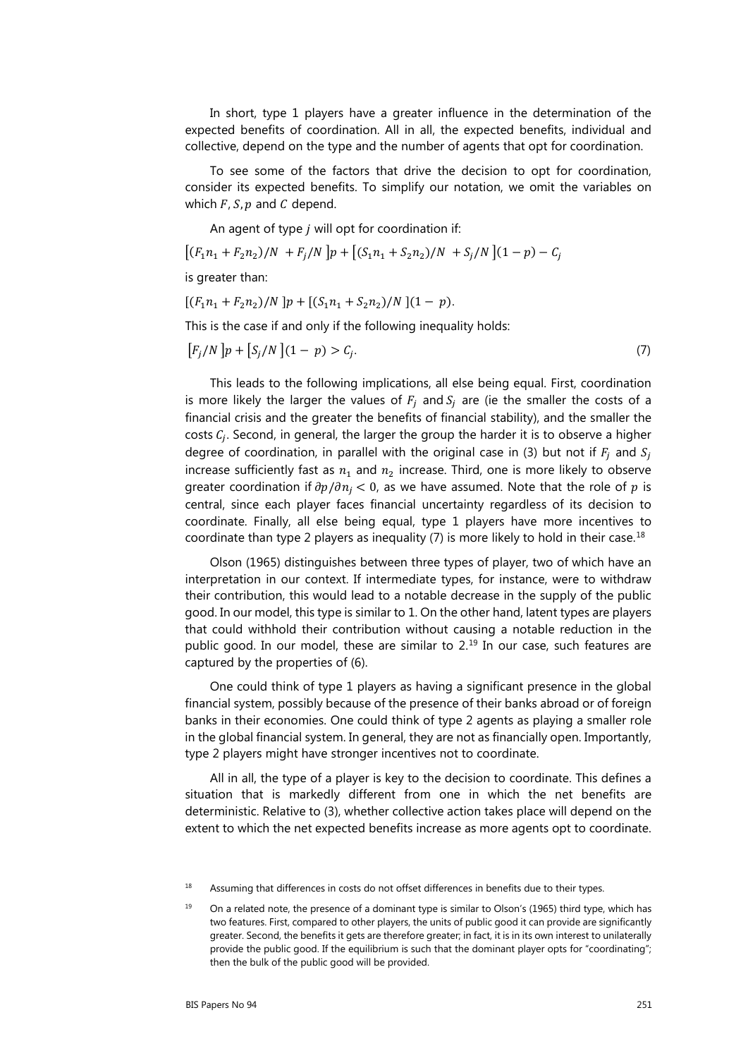In short, type 1 players have a greater influence in the determination of the expected benefits of coordination. All in all, the expected benefits, individual and collective, depend on the type and the number of agents that opt for coordination.

To see some of the factors that drive the decision to opt for coordination, consider its expected benefits. To simplify our notation, we omit the variables on which $F, S, p$ and $C$ depend.

An agent of type $j$ will opt for coordination if:

$$\left[(F_1 n_1 + F_2 n_2)/N \; + F_j/N \right]p + \left[(S_1 n_1 + S_2 n_2)/N \; + S_j/N \right](1-p) - C_j$$

is greater than:

$$[(F_1 n_1 + F_2 n_2)/N \;]p + [(S_1 n_1 + S_2 n_2)/N \;](1 - \; p).$$

This is the case if and only if the following inequality holds:

$$\left[F_j/N \right]p + \left[S_j/N \right](1 - \; p) > C_j. \tag{7}$$

This leads to the following implications, all else being equal. First, coordination is more likely the larger the values of $F_j$ and $S_j$ are (ie the smaller the costs of a financial crisis and the greater the benefits of financial stability), and the smaller the costs $C_j$. Second, in general, the larger the group the harder it is to observe a higher degree of coordination, in parallel with the original case in (3) but not if $F_j$ and $S_j$ increase sufficiently fast as $n_1$ and $n_2$ increase. Third, one is more likely to observe greater coordination if $\partial p/\partial n_j < 0$, as we have assumed. Note that the role of $p$ is central, since each player faces financial uncertainty regardless of its decision to coordinate. Finally, all else being equal, type 1 players have more incentives to coordinate than type 2 players as inequality (7) is more likely to hold in their case.[18]

Olson (1965) distinguishes between three types of player, two of which have an interpretation in our context. If intermediate types, for instance, were to withdraw their contribution, this would lead to a notable decrease in the supply of the public good. In our model, this type is similar to 1. On the other hand, latent types are players that could withhold their contribution without causing a notable reduction in the public good. In our model, these are similar to 2.[19] In our case, such features are captured by the properties of (6).

One could think of type 1 players as having a significant presence in the global financial system, possibly because of the presence of their banks abroad or of foreign banks in their economies. One could think of type 2 agents as playing a smaller role in the global financial system. In general, they are not as financially open. Importantly, type 2 players might have stronger incentives not to coordinate.

All in all, the type of a player is key to the decision to coordinate. This defines a situation that is markedly different from one in which the net benefits are deterministic. Relative to (3), whether collective action takes place will depend on the extent to which the net expected benefits increase as more agents opt to coordinate.

[18] Assuming that differences in costs do not offset differences in benefits due to their types.

[19] On a related note, the presence of a dominant type is similar to Olson's (1965) third type, which has two features. First, compared to other players, the units of public good it can provide are significantly greater. Second, the benefits it gets are therefore greater; in fact, it is in its own interest to unilaterally provide the public good. If the equilibrium is such that the dominant player opts for "coordinating"; then the bulk of the public good will be provided.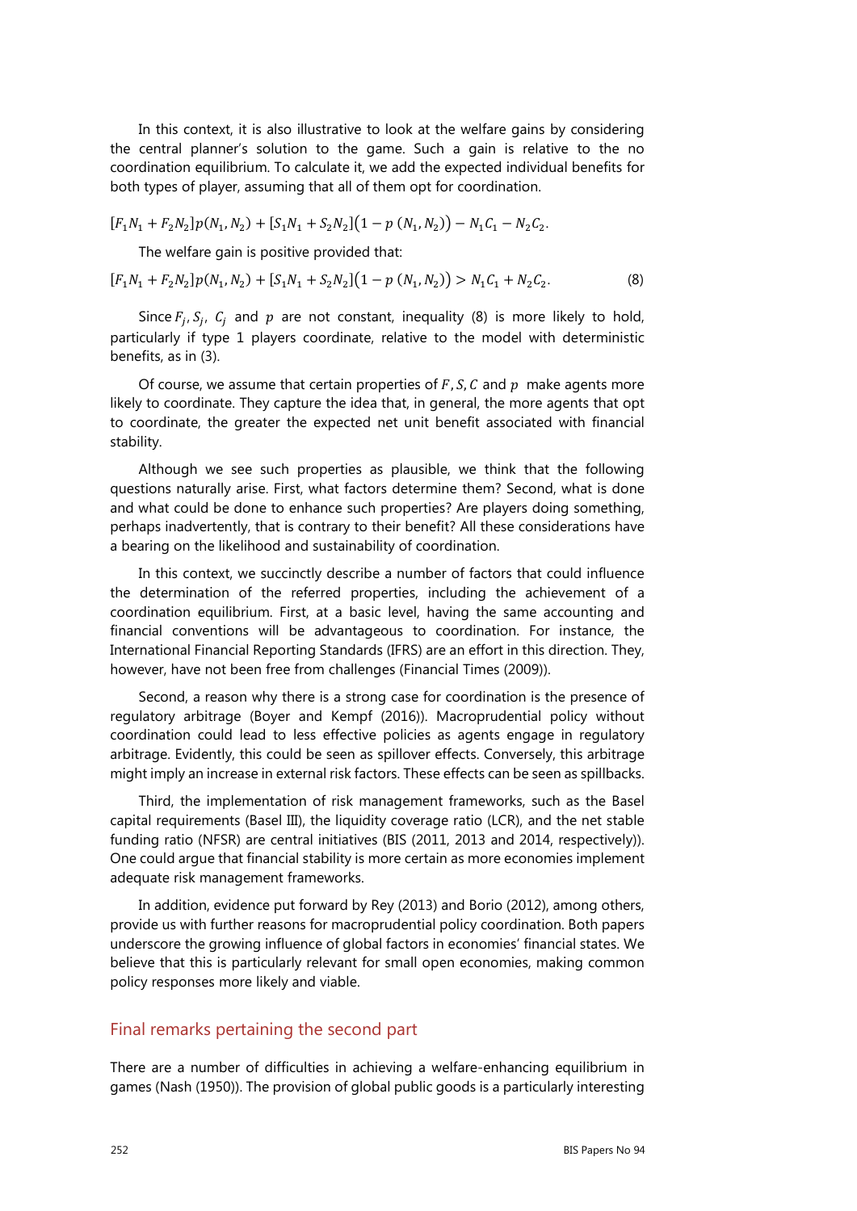In this context, it is also illustrative to look at the welfare gains by considering the central planner's solution to the game. Such a gain is relative to the no coordination equilibrium. To calculate it, we add the expected individual benefits for both types of player, assuming that all of them opt for coordination.

$$[F_1N_1 + F_2N_2]p(N_1, N_2) + [S_1N_1 + S_2N_2](1 - p\,(N_1, N_2)) - N_1C_1 - N_2C_2.$$

The welfare gain is positive provided that:

$$[F_1N_1 + F_2N_2]p(N_1, N_2) + [S_1N_1 + S_2N_2](1 - p\,(N_1, N_2)) > N_1C_1 + N_2C_2. \tag{8}$$

Since $F_j, S_j$, $C_j$ and $p$ are not constant, inequality (8) is more likely to hold, particularly if type 1 players coordinate, relative to the model with deterministic benefits, as in (3).

Of course, we assume that certain properties of $F, S, C$ and $p$ make agents more likely to coordinate. They capture the idea that, in general, the more agents that opt to coordinate, the greater the expected net unit benefit associated with financial stability.

Although we see such properties as plausible, we think that the following questions naturally arise. First, what factors determine them? Second, what is done and what could be done to enhance such properties? Are players doing something, perhaps inadvertently, that is contrary to their benefit? All these considerations have a bearing on the likelihood and sustainability of coordination.

In this context, we succinctly describe a number of factors that could influence the determination of the referred properties, including the achievement of a coordination equilibrium. First, at a basic level, having the same accounting and financial conventions will be advantageous to coordination. For instance, the International Financial Reporting Standards (IFRS) are an effort in this direction. They, however, have not been free from challenges (Financial Times (2009)).

Second, a reason why there is a strong case for coordination is the presence of regulatory arbitrage (Boyer and Kempf (2016)). Macroprudential policy without coordination could lead to less effective policies as agents engage in regulatory arbitrage. Evidently, this could be seen as spillover effects. Conversely, this arbitrage might imply an increase in external risk factors. These effects can be seen as spillbacks.

Third, the implementation of risk management frameworks, such as the Basel capital requirements (Basel III), the liquidity coverage ratio (LCR), and the net stable funding ratio (NFSR) are central initiatives (BIS (2011, 2013 and 2014, respectively)). One could argue that financial stability is more certain as more economies implement adequate risk management frameworks.

In addition, evidence put forward by Rey (2013) and Borio (2012), among others, provide us with further reasons for macroprudential policy coordination. Both papers underscore the growing influence of global factors in economies' financial states. We believe that this is particularly relevant for small open economies, making common policy responses more likely and viable.

## Final remarks pertaining the second part

There are a number of difficulties in achieving a welfare-enhancing equilibrium in games (Nash (1950)). The provision of global public goods is a particularly interesting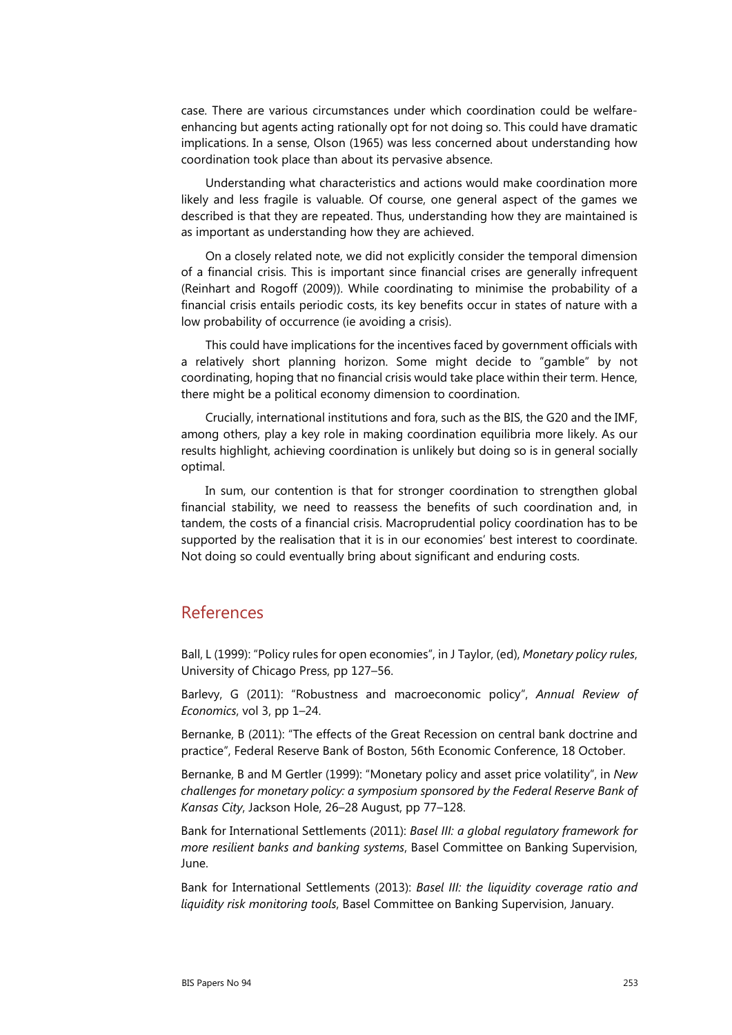case. There are various circumstances under which coordination could be welfare-enhancing but agents acting rationally opt for not doing so. This could have dramatic implications. In a sense, Olson (1965) was less concerned about understanding how coordination took place than about its pervasive absence.

Understanding what characteristics and actions would make coordination more likely and less fragile is valuable. Of course, one general aspect of the games we described is that they are repeated. Thus, understanding how they are maintained is as important as understanding how they are achieved.

On a closely related note, we did not explicitly consider the temporal dimension of a financial crisis. This is important since financial crises are generally infrequent (Reinhart and Rogoff (2009)). While coordinating to minimise the probability of a financial crisis entails periodic costs, its key benefits occur in states of nature with a low probability of occurrence (ie avoiding a crisis).

This could have implications for the incentives faced by government officials with a relatively short planning horizon. Some might decide to "gamble" by not coordinating, hoping that no financial crisis would take place within their term. Hence, there might be a political economy dimension to coordination.

Crucially, international institutions and fora, such as the BIS, the G20 and the IMF, among others, play a key role in making coordination equilibria more likely. As our results highlight, achieving coordination is unlikely but doing so is in general socially optimal.

In sum, our contention is that for stronger coordination to strengthen global financial stability, we need to reassess the benefits of such coordination and, in tandem, the costs of a financial crisis. Macroprudential policy coordination has to be supported by the realisation that it is in our economies' best interest to coordinate. Not doing so could eventually bring about significant and enduring costs.

## References

Ball, L (1999): "Policy rules for open economies", in J Taylor, (ed), *Monetary policy rules*, University of Chicago Press, pp 127–56.

Barlevy, G (2011): "Robustness and macroeconomic policy", *Annual Review of Economics*, vol 3, pp 1–24.

Bernanke, B (2011): "The effects of the Great Recession on central bank doctrine and practice", Federal Reserve Bank of Boston, 56th Economic Conference, 18 October.

Bernanke, B and M Gertler (1999): "Monetary policy and asset price volatility", in *New challenges for monetary policy: a symposium sponsored by the Federal Reserve Bank of Kansas City*, Jackson Hole, 26–28 August, pp 77–128.

Bank for International Settlements (2011): *Basel III: a global regulatory framework for more resilient banks and banking systems*, Basel Committee on Banking Supervision, June.

Bank for International Settlements (2013): *Basel III: the liquidity coverage ratio and liquidity risk monitoring tools*, Basel Committee on Banking Supervision, January.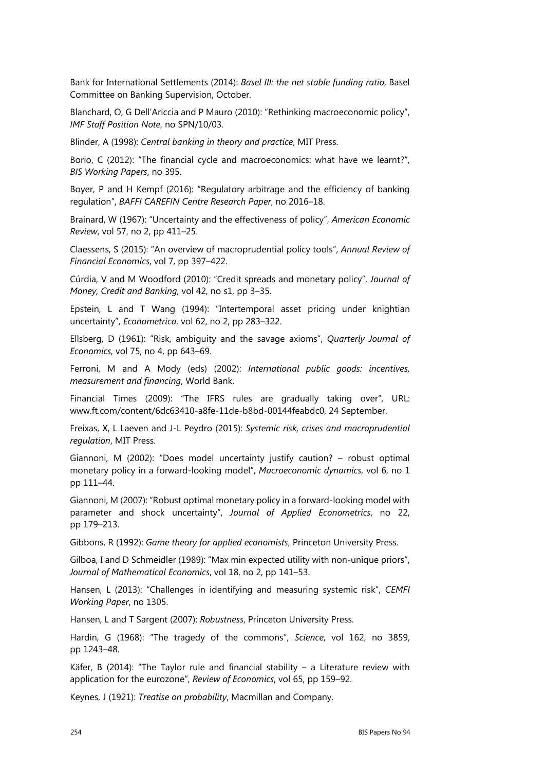Bank for International Settlements (2014): *Basel III: the net stable funding ratio*, Basel Committee on Banking Supervision, October.

Blanchard, O, G Dell'Ariccia and P Mauro (2010): "Rethinking macroeconomic policy", *IMF Staff Position Note*, no SPN/10/03.

Blinder, A (1998): *Central banking in theory and practice*, MIT Press.

Borio, C (2012): "The financial cycle and macroeconomics: what have we learnt?", *BIS Working Papers*, no 395.

Boyer, P and H Kempf (2016): "Regulatory arbitrage and the efficiency of banking regulation", *BAFFI CAREFIN Centre Research Paper*, no 2016–18.

Brainard, W (1967): "Uncertainty and the effectiveness of policy", *American Economic Review*, vol 57, no 2, pp 411–25.

Claessens, S (2015): "An overview of macroprudential policy tools", *Annual Review of Financial Economics*, vol 7, pp 397–422.

Cúrdia, V and M Woodford (2010): "Credit spreads and monetary policy", *Journal of Money, Credit and Banking*, vol 42, no s1, pp 3–35.

Epstein, L and T Wang (1994): "Intertemporal asset pricing under knightian uncertainty", *Econometrica*, vol 62, no 2, pp 283–322.

Ellsberg, D (1961): "Risk, ambiguity and the savage axioms", *Quarterly Journal of Economics,* vol 75, no 4, pp 643–69.

Ferroni, M and A Mody (eds) (2002): *International public goods: incentives, measurement and financing*, World Bank.

Financial Times (2009): "The IFRS rules are gradually taking over", URL: www.ft.com/content/6dc63410-a8fe-11de-b8bd-00144feabdc0, 24 September.

Freixas, X, L Laeven and J-L Peydro (2015): *Systemic risk, crises and macroprudential regulation*, MIT Press.

Giannoni, M (2002): "Does model uncertainty justify caution? – robust optimal monetary policy in a forward-looking model", *Macroeconomic dynamics*, vol 6, no 1 pp 111–44.

Giannoni, M (2007): "Robust optimal monetary policy in a forward-looking model with parameter and shock uncertainty", *Journal of Applied Econometrics*, no 22, pp 179–213.

Gibbons, R (1992): *Game theory for applied economists*, Princeton University Press.

Gilboa, I and D Schmeidler (1989): "Max min expected utility with non-unique priors", *Journal of Mathematical Economics*, vol 18, no 2, pp 141–53.

Hansen, L (2013): "Challenges in identifying and measuring systemic risk", *CEMFI Working Paper*, no 1305.

Hansen, L and T Sargent (2007): *Robustness*, Princeton University Press.

Hardin, G (1968): "The tragedy of the commons", *Science*, vol 162, no 3859, pp 1243–48.

Käfer, B (2014): "The Taylor rule and financial stability – a Literature review with application for the eurozone", *Review of Economics*, vol 65, pp 159–92.

Keynes, J (1921): *Treatise on probability*, Macmillan and Company.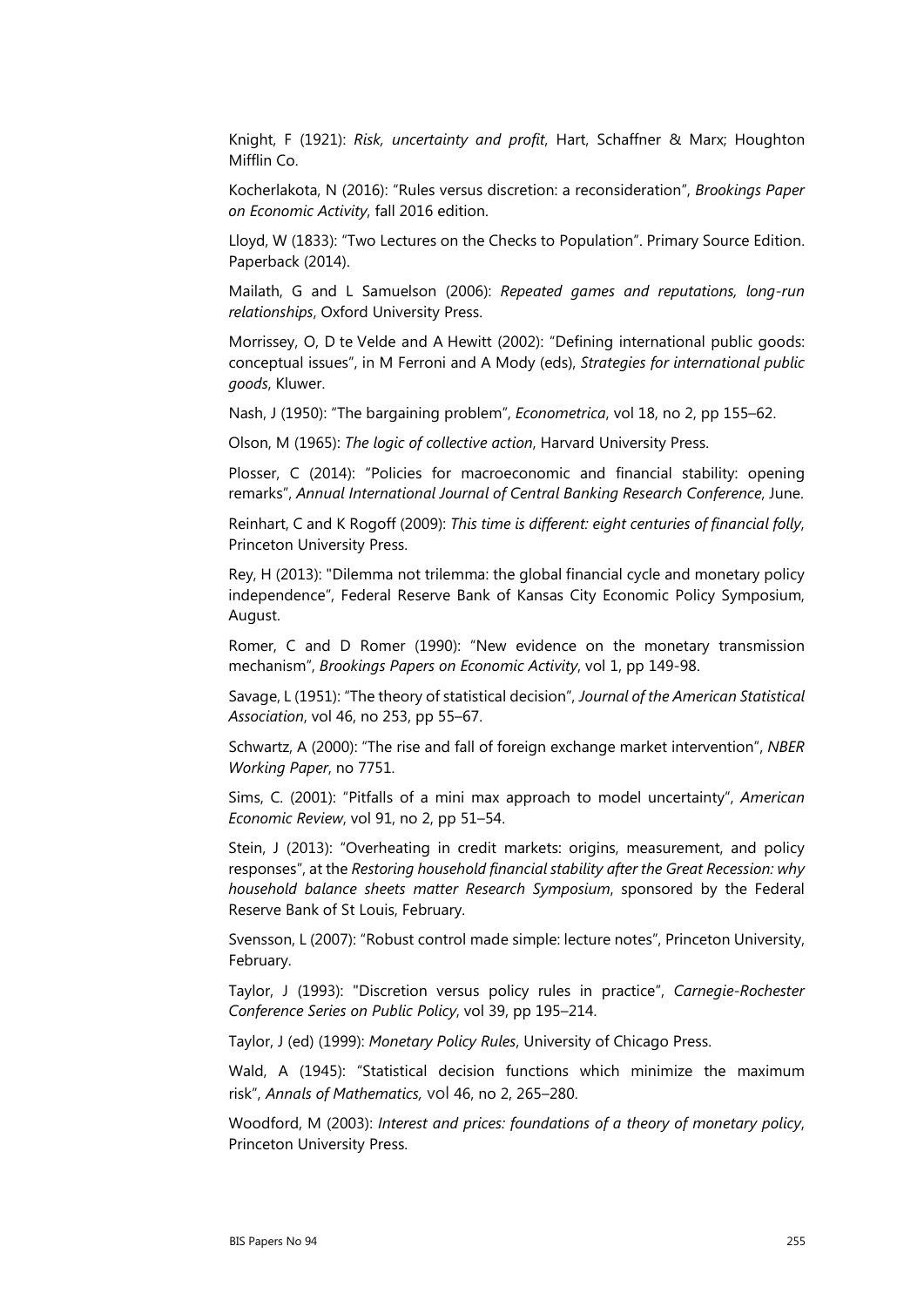Knight, F (1921): *Risk, uncertainty and profit*, Hart, Schaffner & Marx; Houghton Mifflin Co.

Kocherlakota, N (2016): "Rules versus discretion: a reconsideration", *Brookings Paper on Economic Activity*, fall 2016 edition.

Lloyd, W (1833): "Two Lectures on the Checks to Population". Primary Source Edition. Paperback (2014).

Mailath, G and L Samuelson (2006): *Repeated games and reputations, long-run relationships*, Oxford University Press.

Morrissey, O, D te Velde and A Hewitt (2002): "Defining international public goods: conceptual issues", in M Ferroni and A Mody (eds), *Strategies for international public goods*, Kluwer.

Nash, J (1950): "The bargaining problem", *Econometrica*, vol 18, no 2, pp 155–62.

Olson, M (1965): *The logic of collective action*, Harvard University Press.

Plosser, C (2014): "Policies for macroeconomic and financial stability: opening remarks", *Annual International Journal of Central Banking Research Conference*, June.

Reinhart, C and K Rogoff (2009): *This time is different: eight centuries of financial folly*, Princeton University Press.

Rey, H (2013): "Dilemma not trilemma: the global financial cycle and monetary policy independence", Federal Reserve Bank of Kansas City Economic Policy Symposium, August.

Romer, C and D Romer (1990): "New evidence on the monetary transmission mechanism", *Brookings Papers on Economic Activity*, vol 1, pp 149-98.

Savage, L (1951): "The theory of statistical decision", *Journal of the American Statistical Association*, vol 46, no 253, pp 55–67.

Schwartz, A (2000): "The rise and fall of foreign exchange market intervention", *NBER Working Paper*, no 7751.

Sims, C. (2001): "Pitfalls of a mini max approach to model uncertainty", *American Economic Review*, vol 91, no 2, pp 51–54.

Stein, J (2013): "Overheating in credit markets: origins, measurement, and policy responses", at the *Restoring household financial stability after the Great Recession: why household balance sheets matter Research Symposium*, sponsored by the Federal Reserve Bank of St Louis, February.

Svensson, L (2007): "Robust control made simple: lecture notes", Princeton University, February.

Taylor, J (1993): "Discretion versus policy rules in practice", *Carnegie-Rochester Conference Series on Public Policy*, vol 39, pp 195–214.

Taylor, J (ed) (1999): *Monetary Policy Rules*, University of Chicago Press.

Wald, A (1945): "Statistical decision functions which minimize the maximum risk", *Annals of Mathematics,* vol 46, no 2, 265–280.

Woodford, M (2003): *Interest and prices: foundations of a theory of monetary policy*, Princeton University Press.